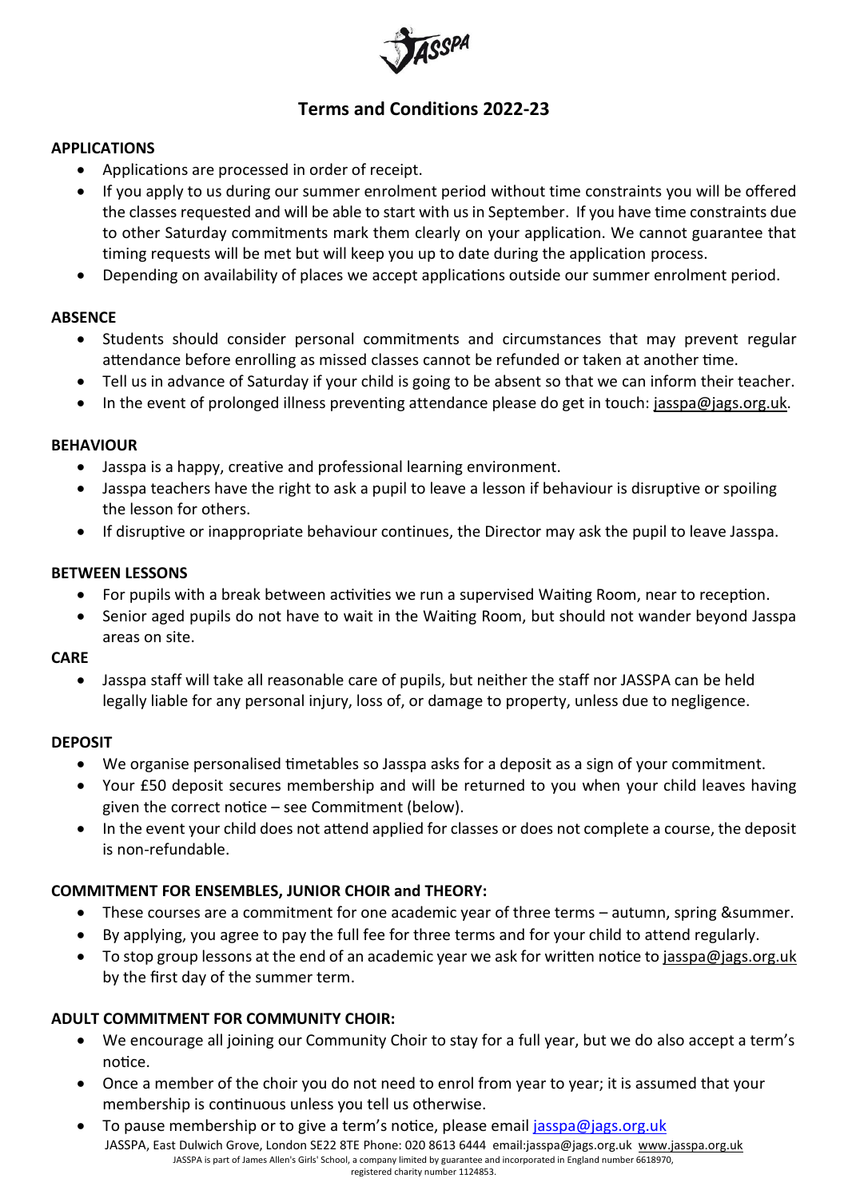# Terms and Conditions 2022-23

**APPLICATIONS**

- Applications are processed in order of receipt.
- If you apply to us during our summer enrolment period without time constraints you will be offered the classes requested and will be able to start with us in September. If you have time constraints due to other Saturday commitments mark them clearly on your application. We cannot guarantee that timing requests will be met but will keep you up to date during the application process.
- Depending on availability of places we accept applications outside our summer enrolment period.

**ABSENCE**

- Students should consider personal commitments and circumstances that may prevent regular attendance before enrolling as missed classes cannot be refunded or taken at another time.
- Tell us in advance of Saturday if your child is going to be absent so that we can inform their teacher.
- In the event of prolonged illness preventing attendance please do get in touch: jasspa@jags.org.uk.

**BEHAVIOUR**

- Jasspa is a happy, creative and professional learning environment.
- Jasspa teachers have the right to ask a pupil to leave a lesson if behaviour is disruptive or spoiling the lesson for others.
- If disruptive or inappropriate behaviour continues, the Director may ask the pupil to leave Jasspa.

**BETWEEN LESSONS**

- For pupils with a break between activities we run a supervised Waiting Room, near to reception.
- Senior aged pupils do not have to wait in the Waiting Room, but should not wander beyond Jasspa areas on site.

**CARE**

- Jasspa staff will take all reasonable care of pupils, but neither the staff nor JASSPA can be held legally liable for any personal injury, loss of, or damage to property, unless due to negligence.

**DEPOSIT**

- We organise personalised timetables so Jasspa asks for a deposit as a sign of your commitment.
- Your £50 deposit secures membership and will be returned to you when your child leaves having given the correct notice – see Commitment (below).
- In the event your child does not attend applied for classes or does not complete a course, the deposit is non-refundable.

**COMMITMENT FOR ENSEMBLES, JUNIOR CHOIR and THEORY:**

- These courses are a commitment for one academic year of three terms – autumn, spring &summer.
- By applying, you agree to pay the full fee for three terms and for your child to attend regularly.
- To stop group lessons at the end of an academic year we ask for written notice to jasspa@jags.org.uk by the first day of the summer term.

**ADULT COMMITMENT FOR COMMUNITY CHOIR:**

- We encourage all joining our Community Choir to stay for a full year, but we do also accept a term's notice.
- Once a member of the choir you do not need to enrol from year to year; it is assumed that your membership is continuous unless you tell us otherwise.
- To pause membership or to give a term's notice, please email jasspa@jags.org.uk

JASSPA, East Dulwich Grove, London SE22 8TE Phone: 020 8613 6444 email:jasspa@jags.org.uk www.jasspa.org.uk
JASSPA is part of James Allen's Girls' School, a company limited by guarantee and incorporated in England number 6618970, registered charity number 1124853.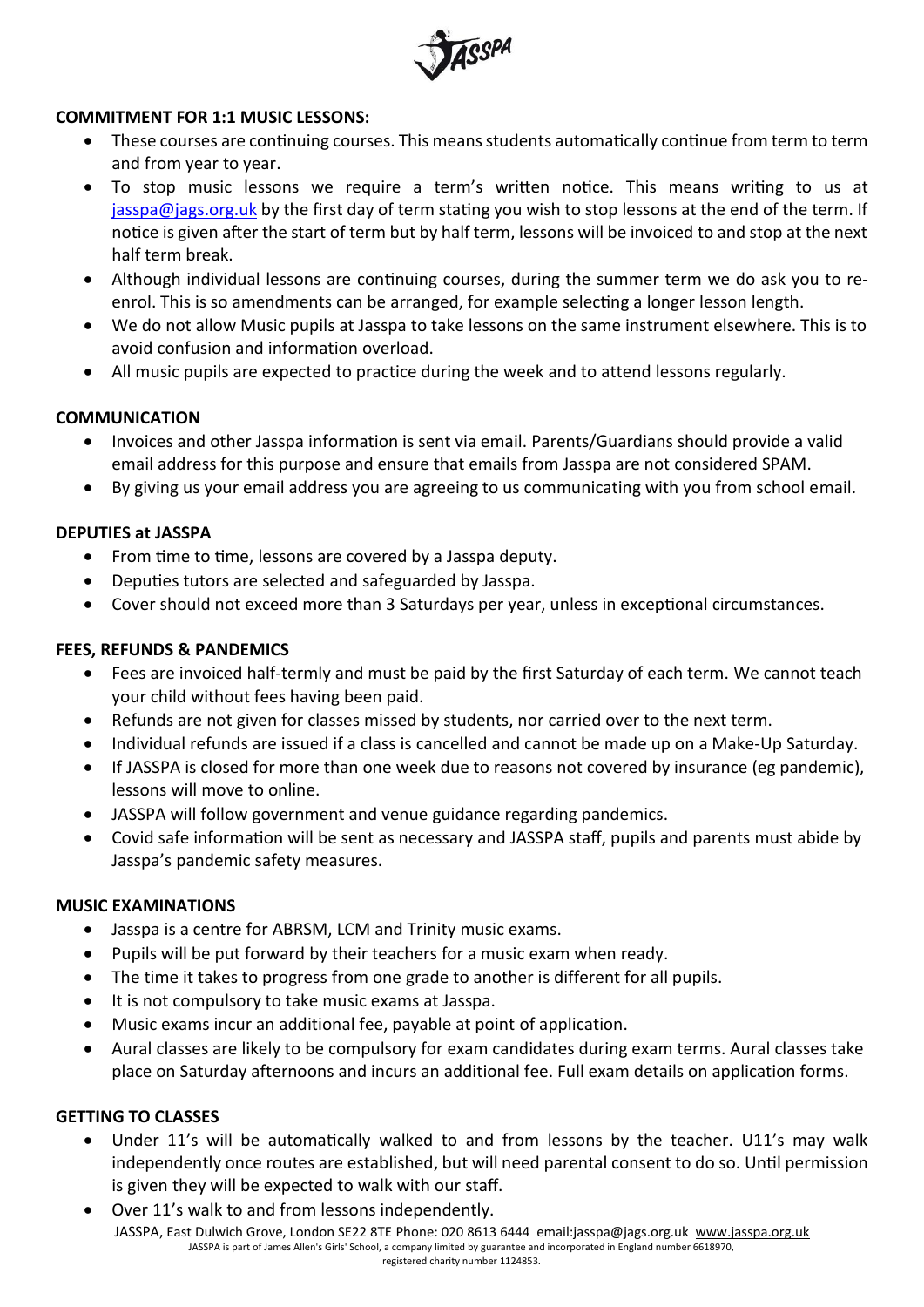**COMMITMENT FOR 1:1 MUSIC LESSONS:**

- These courses are continuing courses. This means students automatically continue from term to term and from year to year.
- To stop music lessons we require a term's written notice. This means writing to us at jasspa@jags.org.uk by the first day of term stating you wish to stop lessons at the end of the term. If notice is given after the start of term but by half term, lessons will be invoiced to and stop at the next half term break.
- Although individual lessons are continuing courses, during the summer term we do ask you to re-enrol. This is so amendments can be arranged, for example selecting a longer lesson length.
- We do not allow Music pupils at Jasspa to take lessons on the same instrument elsewhere. This is to avoid confusion and information overload.
- All music pupils are expected to practice during the week and to attend lessons regularly.

**COMMUNICATION**

- Invoices and other Jasspa information is sent via email. Parents/Guardians should provide a valid email address for this purpose and ensure that emails from Jasspa are not considered SPAM.
- By giving us your email address you are agreeing to us communicating with you from school email.

**DEPUTIES at JASSPA**

- From time to time, lessons are covered by a Jasspa deputy.
- Deputies tutors are selected and safeguarded by Jasspa.
- Cover should not exceed more than 3 Saturdays per year, unless in exceptional circumstances.

**FEES, REFUNDS & PANDEMICS**

- Fees are invoiced half-termly and must be paid by the first Saturday of each term. We cannot teach your child without fees having been paid.
- Refunds are not given for classes missed by students, nor carried over to the next term.
- Individual refunds are issued if a class is cancelled and cannot be made up on a Make-Up Saturday.
- If JASSPA is closed for more than one week due to reasons not covered by insurance (eg pandemic), lessons will move to online.
- JASSPA will follow government and venue guidance regarding pandemics.
- Covid safe information will be sent as necessary and JASSPA staff, pupils and parents must abide by Jasspa's pandemic safety measures.

**MUSIC EXAMINATIONS**

- Jasspa is a centre for ABRSM, LCM and Trinity music exams.
- Pupils will be put forward by their teachers for a music exam when ready.
- The time it takes to progress from one grade to another is different for all pupils.
- It is not compulsory to take music exams at Jasspa.
- Music exams incur an additional fee, payable at point of application.
- Aural classes are likely to be compulsory for exam candidates during exam terms. Aural classes take place on Saturday afternoons and incurs an additional fee. Full exam details on application forms.

**GETTING TO CLASSES**

- Under 11's will be automatically walked to and from lessons by the teacher. U11's may walk independently once routes are established, but will need parental consent to do so. Until permission is given they will be expected to walk with our staff.
- Over 11's walk to and from lessons independently.

JASSPA, East Dulwich Grove, London SE22 8TE Phone: 020 8613 6444 email:jasspa@jags.org.uk www.jasspa.org.uk
JASSPA is part of James Allen's Girls' School, a company limited by guarantee and incorporated in England number 6618970, registered charity number 1124853.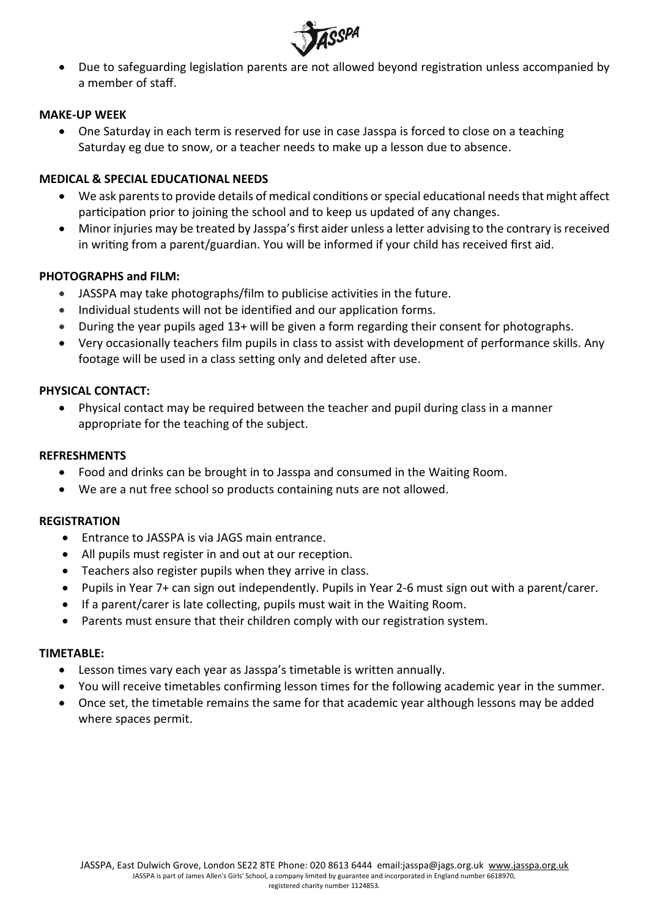- Due to safeguarding legislation parents are not allowed beyond registration unless accompanied by a member of staff.

**MAKE-UP WEEK**

- One Saturday in each term is reserved for use in case Jasspa is forced to close on a teaching Saturday eg due to snow, or a teacher needs to make up a lesson due to absence.

**MEDICAL & SPECIAL EDUCATIONAL NEEDS**

- We ask parents to provide details of medical conditions or special educational needs that might affect participation prior to joining the school and to keep us updated of any changes.
- Minor injuries may be treated by Jasspa's first aider unless a letter advising to the contrary is received in writing from a parent/guardian. You will be informed if your child has received first aid.

**PHOTOGRAPHS and FILM:**

- JASSPA may take photographs/film to publicise activities in the future.
- Individual students will not be identified and our application forms.
- During the year pupils aged 13+ will be given a form regarding their consent for photographs.
- Very occasionally teachers film pupils in class to assist with development of performance skills. Any footage will be used in a class setting only and deleted after use.

**PHYSICAL CONTACT:**

- Physical contact may be required between the teacher and pupil during class in a manner appropriate for the teaching of the subject.

**REFRESHMENTS**

- Food and drinks can be brought in to Jasspa and consumed in the Waiting Room.
- We are a nut free school so products containing nuts are not allowed.

**REGISTRATION**

- Entrance to JASSPA is via JAGS main entrance.
- All pupils must register in and out at our reception.
- Teachers also register pupils when they arrive in class.
- Pupils in Year 7+ can sign out independently. Pupils in Year 2-6 must sign out with a parent/carer.
- If a parent/carer is late collecting, pupils must wait in the Waiting Room.
- Parents must ensure that their children comply with our registration system.

**TIMETABLE:**

- Lesson times vary each year as Jasspa's timetable is written annually.
- You will receive timetables confirming lesson times for the following academic year in the summer.
- Once set, the timetable remains the same for that academic year although lessons may be added where spaces permit.